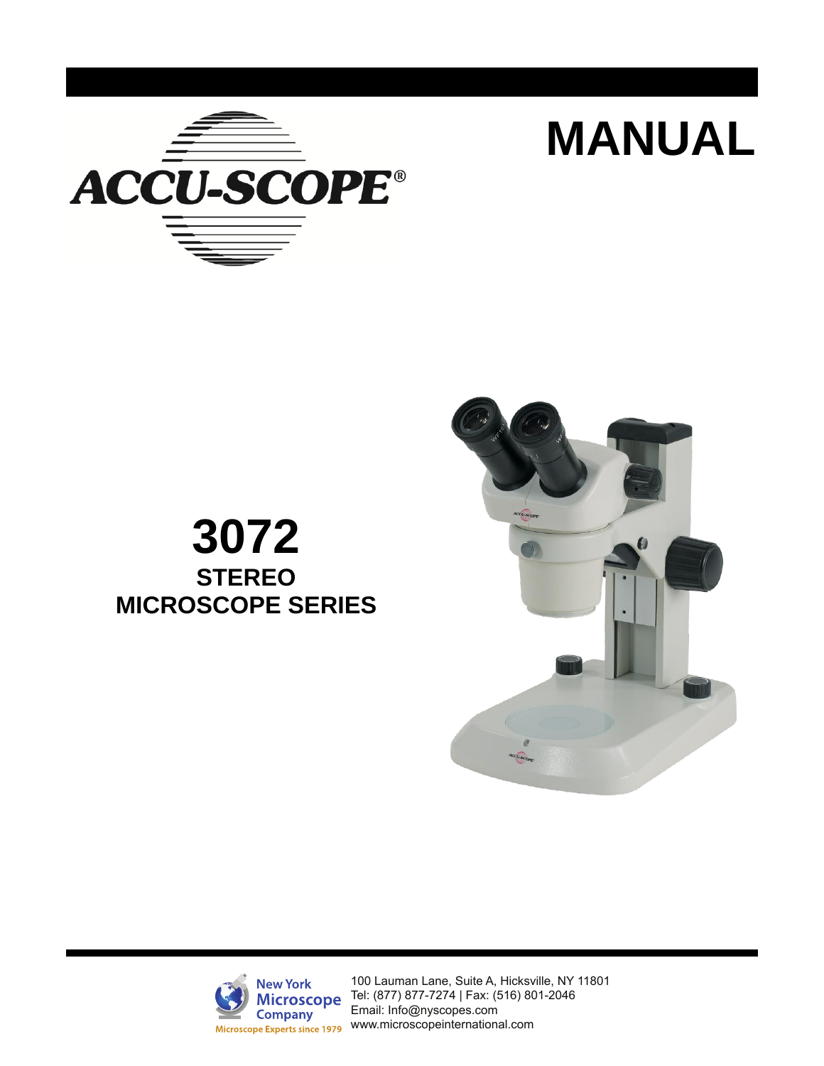ACCU-SCOPE®

# MANUAL

# 3072

## STEREO MICROSCOPE SERIES

New York Microscope Company
Microscope Experts since 1979

100 Lauman Lane, Suite A, Hicksville, NY 11801
Tel: (877) 877-7274 | Fax: (516) 801-2046
Email: Info@nyscopes.com
www.microscopeinternational.com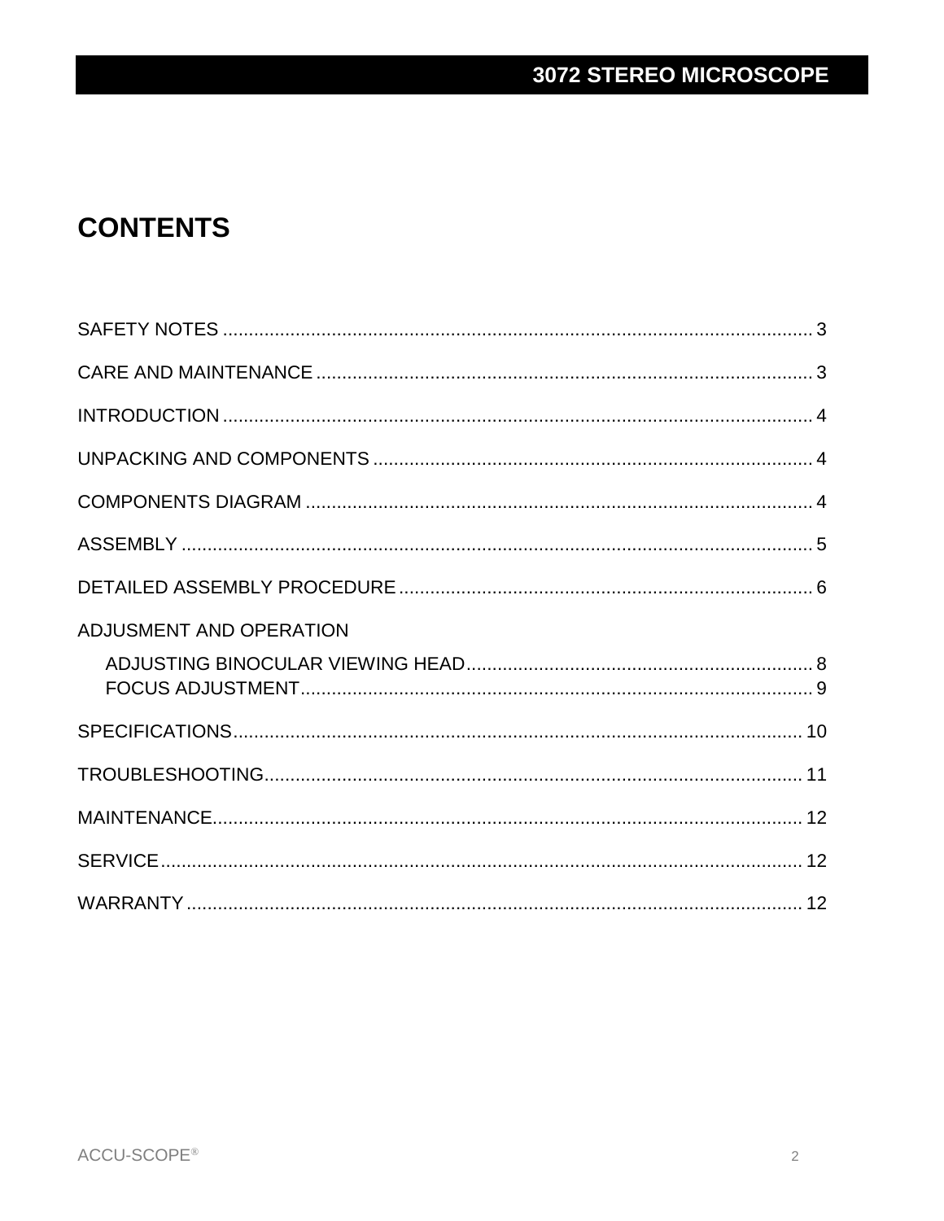# CONTENTS

SAFETY NOTES ........................................................................................................ 3

CARE AND MAINTENANCE ....................................................................................... 3

INTRODUCTION ........................................................................................................ 4

UNPACKING AND COMPONENTS ............................................................................ 4

COMPONENTS DIAGRAM ......................................................................................... 4

ASSEMBLY ................................................................................................................ 5

DETAILED ASSEMBLY PROCEDURE ....................................................................... 6

ADJUSMENT AND OPERATION

- ADJUSTING BINOCULAR VIEWING HEAD .......................................................... 8
- FOCUS ADJUSTMENT.......................................................................................... 9

SPECIFICATIONS..................................................................................................... 10

TROUBLESHOOTING.............................................................................................. 11

MAINTENANCE......................................................................................................... 12

SERVICE................................................................................................................... 12

WARRANTY .............................................................................................................. 12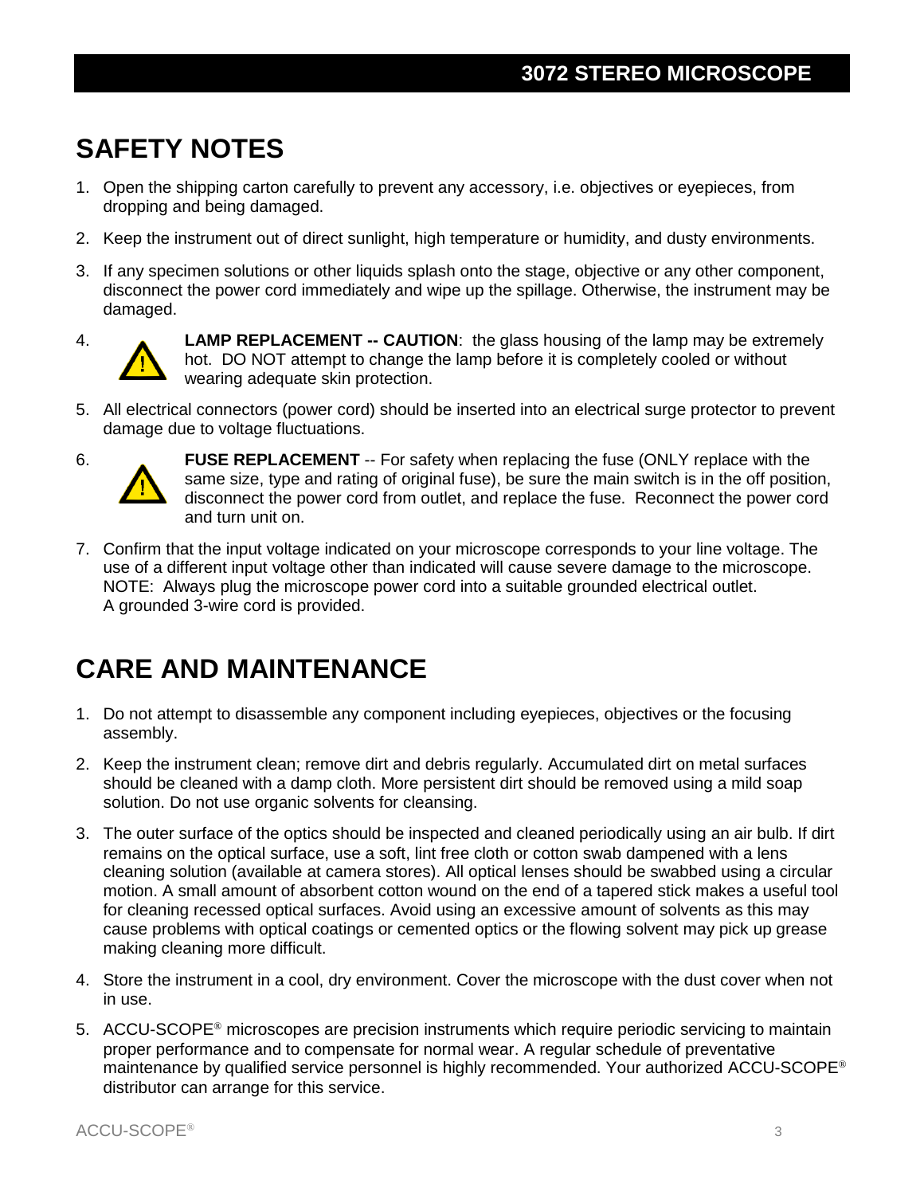## SAFETY NOTES

1. Open the shipping carton carefully to prevent any accessory, i.e. objectives or eyepieces, from dropping and being damaged.
2. Keep the instrument out of direct sunlight, high temperature or humidity, and dusty environments.
3. If any specimen solutions or other liquids splash onto the stage, objective or any other component, disconnect the power cord immediately and wipe up the spillage. Otherwise, the instrument may be damaged.
4. **LAMP REPLACEMENT -- CAUTION**: the glass housing of the lamp may be extremely hot. DO NOT attempt to change the lamp before it is completely cooled or without wearing adequate skin protection.
5. All electrical connectors (power cord) should be inserted into an electrical surge protector to prevent damage due to voltage fluctuations.
6. **FUSE REPLACEMENT** -- For safety when replacing the fuse (ONLY replace with the same size, type and rating of original fuse), be sure the main switch is in the off position, disconnect the power cord from outlet, and replace the fuse. Reconnect the power cord and turn unit on.
7. Confirm that the input voltage indicated on your microscope corresponds to your line voltage. The use of a different input voltage other than indicated will cause severe damage to the microscope. NOTE: Always plug the microscope power cord into a suitable grounded electrical outlet. A grounded 3-wire cord is provided.

## CARE AND MAINTENANCE

1. Do not attempt to disassemble any component including eyepieces, objectives or the focusing assembly.
2. Keep the instrument clean; remove dirt and debris regularly. Accumulated dirt on metal surfaces should be cleaned with a damp cloth. More persistent dirt should be removed using a mild soap solution. Do not use organic solvents for cleansing.
3. The outer surface of the optics should be inspected and cleaned periodically using an air bulb. If dirt remains on the optical surface, use a soft, lint free cloth or cotton swab dampened with a lens cleaning solution (available at camera stores). All optical lenses should be swabbed using a circular motion. A small amount of absorbent cotton wound on the end of a tapered stick makes a useful tool for cleaning recessed optical surfaces. Avoid using an excessive amount of solvents as this may cause problems with optical coatings or cemented optics or the flowing solvent may pick up grease making cleaning more difficult.
4. Store the instrument in a cool, dry environment. Cover the microscope with the dust cover when not in use.
5. ACCU-SCOPE® microscopes are precision instruments which require periodic servicing to maintain proper performance and to compensate for normal wear. A regular schedule of preventative maintenance by qualified service personnel is highly recommended. Your authorized ACCU-SCOPE® distributor can arrange for this service.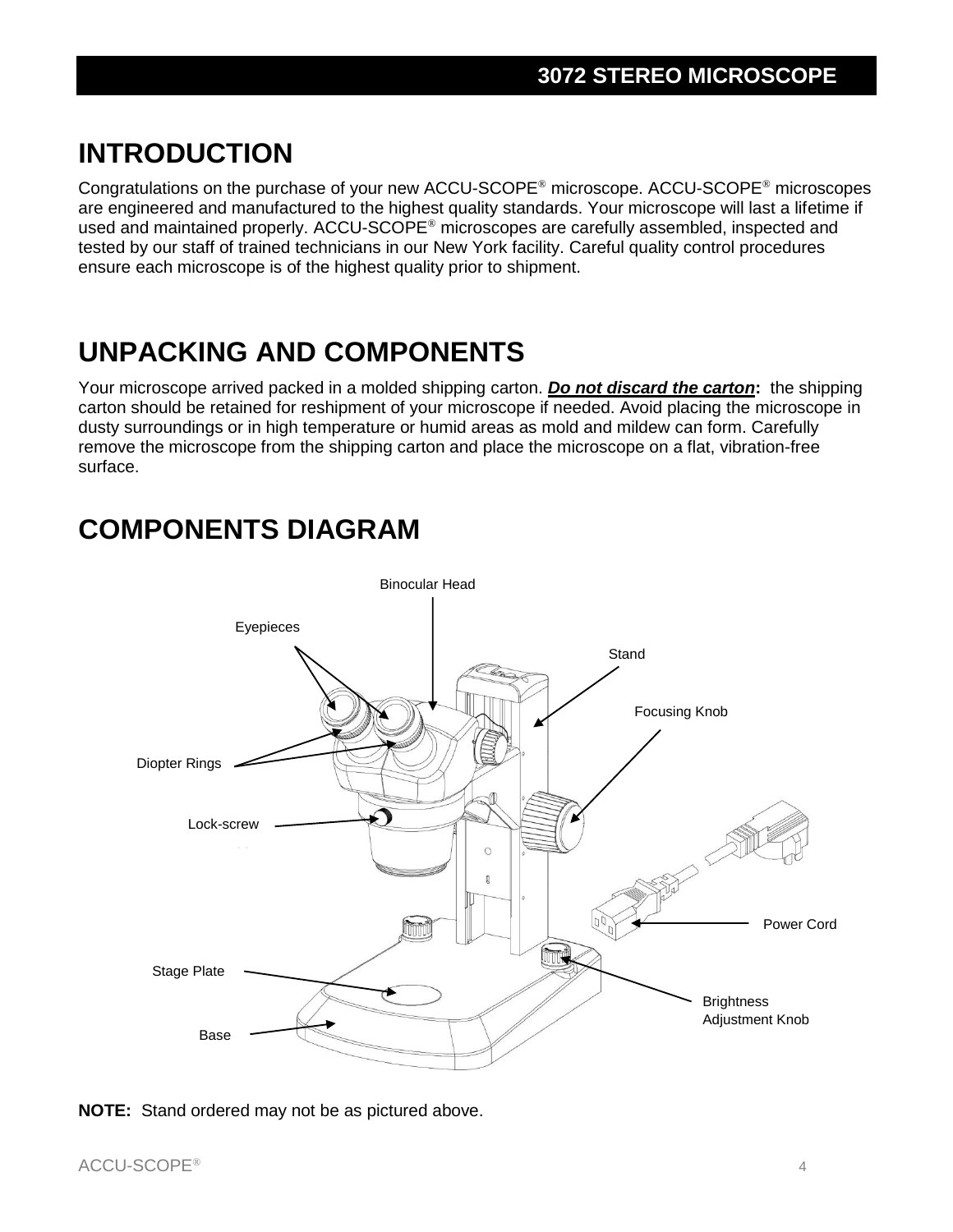# INTRODUCTION

Congratulations on the purchase of your new ACCU-SCOPE® microscope. ACCU-SCOPE® microscopes are engineered and manufactured to the highest quality standards. Your microscope will last a lifetime if used and maintained properly. ACCU-SCOPE® microscopes are carefully assembled, inspected and tested by our staff of trained technicians in our New York facility. Careful quality control procedures ensure each microscope is of the highest quality prior to shipment.

# UNPACKING AND COMPONENTS

Your microscope arrived packed in a molded shipping carton. ***Do not discard the carton*****:** the shipping carton should be retained for reshipment of your microscope if needed. Avoid placing the microscope in dusty surroundings or in high temperature or humid areas as mold and mildew can form. Carefully remove the microscope from the shipping carton and place the microscope on a flat, vibration-free surface.

# COMPONENTS DIAGRAM

Binocular Head

Eyepieces

Stand

Focusing Knob

Diopter Rings

Lock-screw

Power Cord

Stage Plate

Brightness Adjustment Knob

Base

**NOTE:** Stand ordered may not be as pictured above.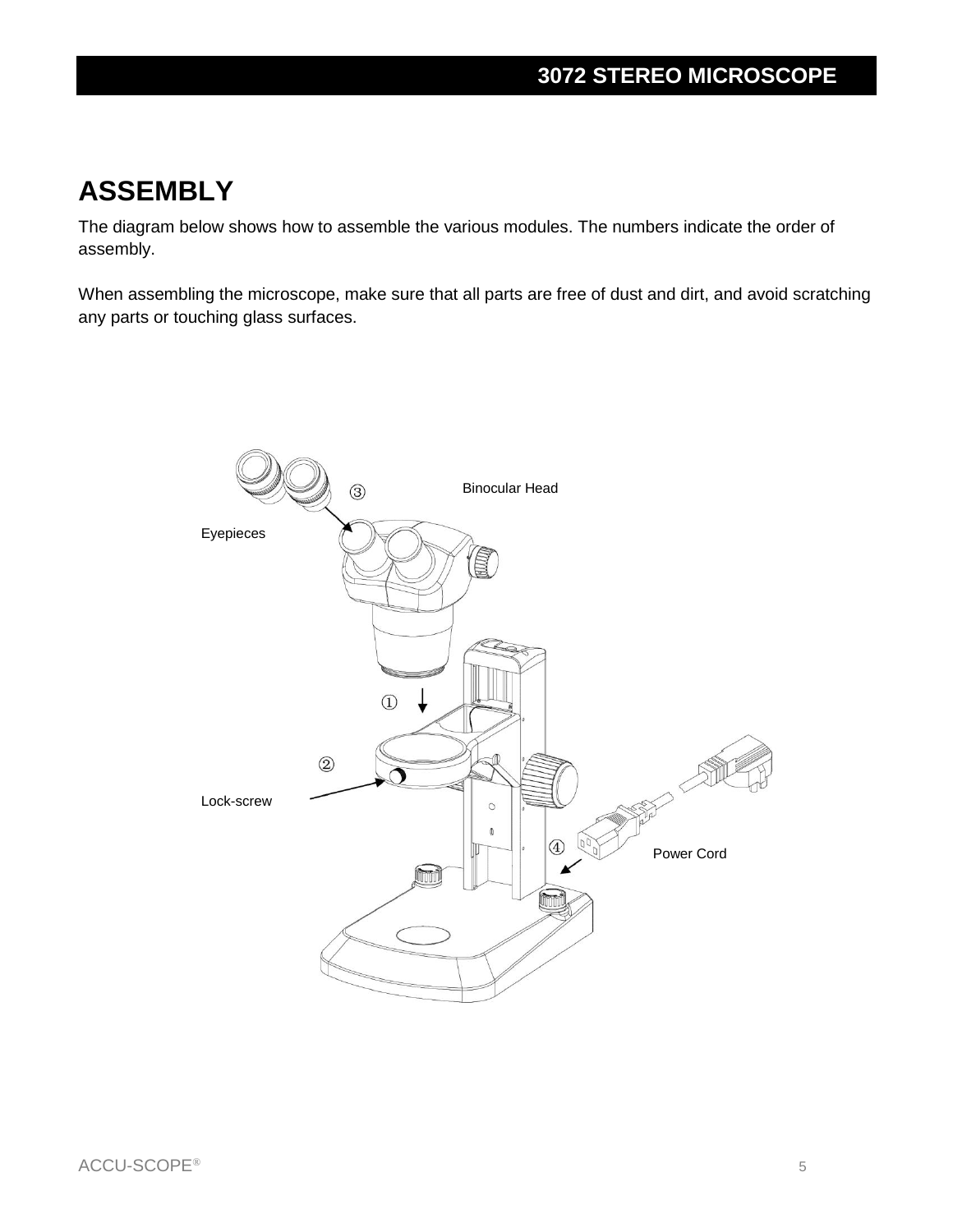# ASSEMBLY

The diagram below shows how to assemble the various modules. The numbers indicate the order of assembly.

When assembling the microscope, make sure that all parts are free of dust and dirt, and avoid scratching any parts or touching glass surfaces.

Binocular Head

Eyepieces

Lock-screw

Power Cord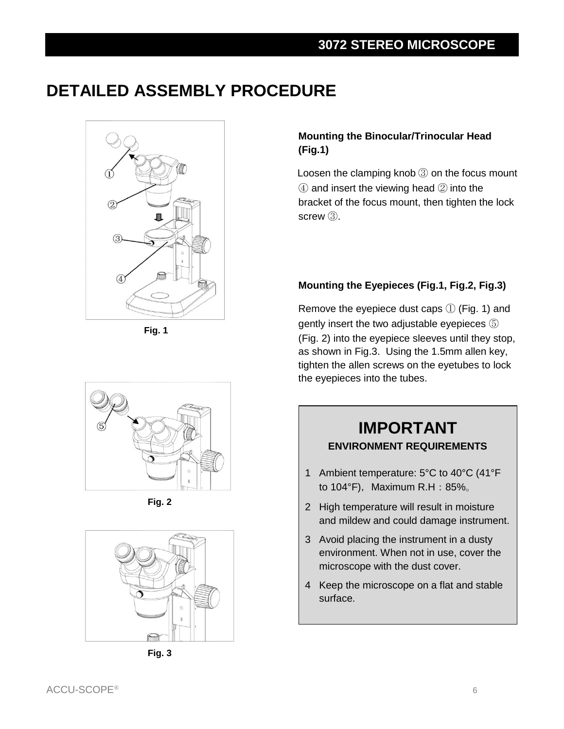# DETAILED ASSEMBLY PROCEDURE

Fig. 1

Fig. 2

Fig. 3

### Mounting the Binocular/Trinocular Head (Fig.1)

Loosen the clamping knob ③ on the focus mount ④ and insert the viewing head ② into the bracket of the focus mount, then tighten the lock screw ③.

### Mounting the Eyepieces (Fig.1, Fig.2, Fig.3)

Remove the eyepiece dust caps ① (Fig. 1) and gently insert the two adjustable eyepieces ⑤ (Fig. 2) into the eyepiece sleeves until they stop, as shown in Fig.3. Using the 1.5mm allen key, tighten the allen screws on the eyetubes to lock the eyepieces into the tubes.

## IMPORTANT

**ENVIRONMENT REQUIREMENTS**

1. Ambient temperature: 5°C to 40°C (41°F to 104°F), Maximum R.H：85%。
2. High temperature will result in moisture and mildew and could damage instrument.
3. Avoid placing the instrument in a dusty environment. When not in use, cover the microscope with the dust cover.
4. Keep the microscope on a flat and stable surface.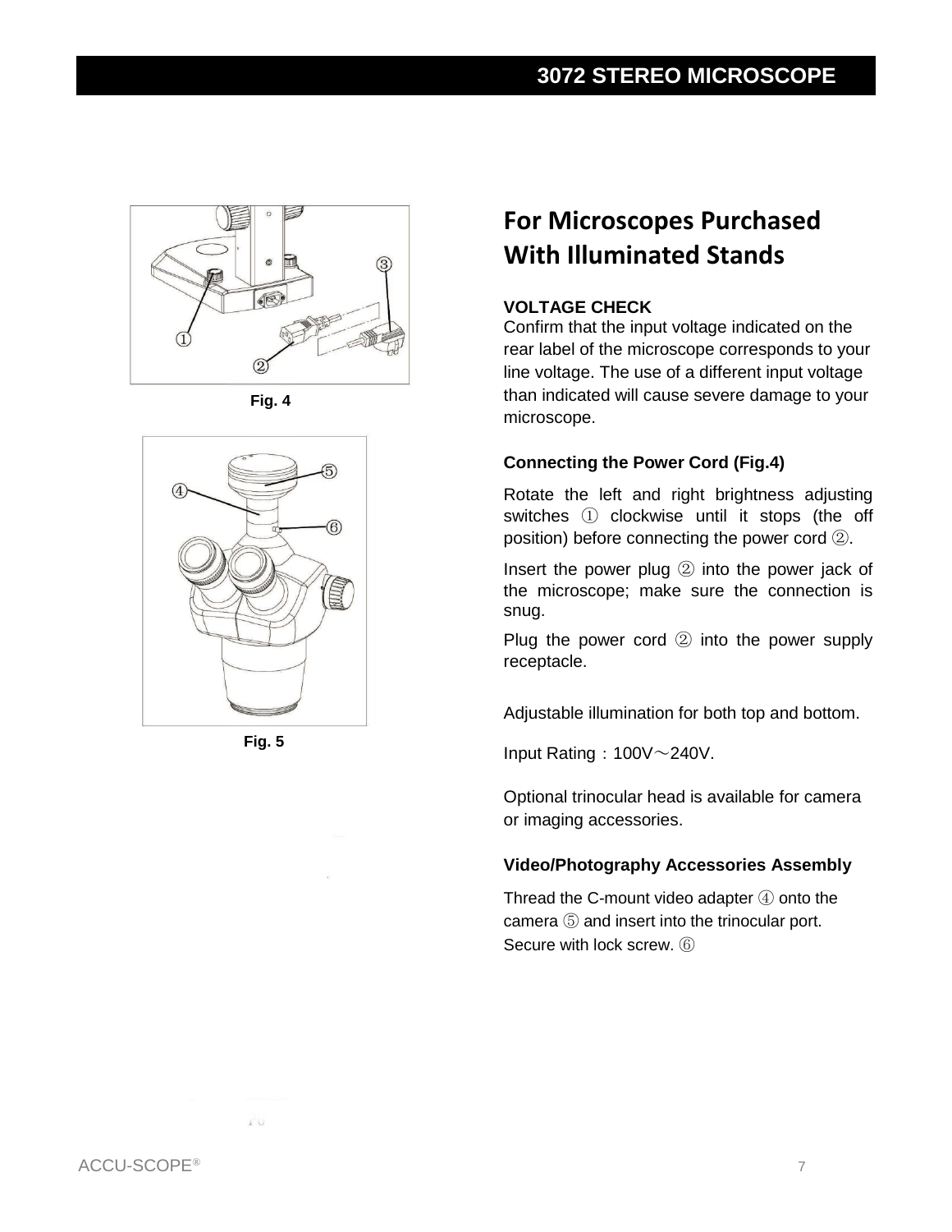Fig. 4

Fig. 5

## For Microscopes Purchased With Illuminated Stands

**VOLTAGE CHECK**

Confirm that the input voltage indicated on the rear label of the microscope corresponds to your line voltage. The use of a different input voltage than indicated will cause severe damage to your microscope.

**Connecting the Power Cord (Fig.4)**

Rotate the left and right brightness adjusting switches ① clockwise until it stops (the off position) before connecting the power cord ②.

Insert the power plug ② into the power jack of the microscope; make sure the connection is snug.

Plug the power cord ② into the power supply receptacle.

Adjustable illumination for both top and bottom.

Input Rating：100V～240V.

Optional trinocular head is available for camera or imaging accessories.

**Video/Photography Accessories Assembly**

Thread the C-mount video adapter ④ onto the camera ⑤ and insert into the trinocular port. Secure with lock screw. ⑥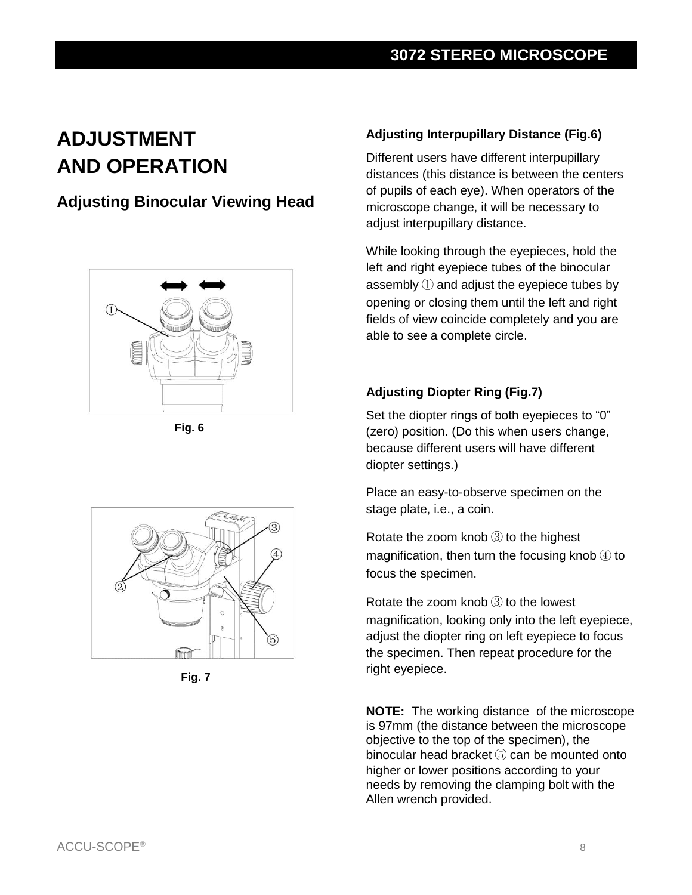# ADJUSTMENT AND OPERATION

## Adjusting Binocular Viewing Head

Fig. 6

Fig. 7

### Adjusting Interpupillary Distance (Fig.6)

Different users have different interpupillary distances (this distance is between the centers of pupils of each eye). When operators of the microscope change, it will be necessary to adjust interpupillary distance.

While looking through the eyepieces, hold the left and right eyepiece tubes of the binocular assembly ① and adjust the eyepiece tubes by opening or closing them until the left and right fields of view coincide completely and you are able to see a complete circle.

### Adjusting Diopter Ring (Fig.7)

Set the diopter rings of both eyepieces to “0” (zero) position. (Do this when users change, because different users will have different diopter settings.)

Place an easy-to-observe specimen on the stage plate, i.e., a coin.

Rotate the zoom knob ③ to the highest magnification, then turn the focusing knob ④ to focus the specimen.

Rotate the zoom knob ③ to the lowest magnification, looking only into the left eyepiece, adjust the diopter ring on left eyepiece to focus the specimen. Then repeat procedure for the right eyepiece.

**NOTE:** The working distance of the microscope is 97mm (the distance between the microscope objective to the top of the specimen), the binocular head bracket ⑤ can be mounted onto higher or lower positions according to your needs by removing the clamping bolt with the Allen wrench provided.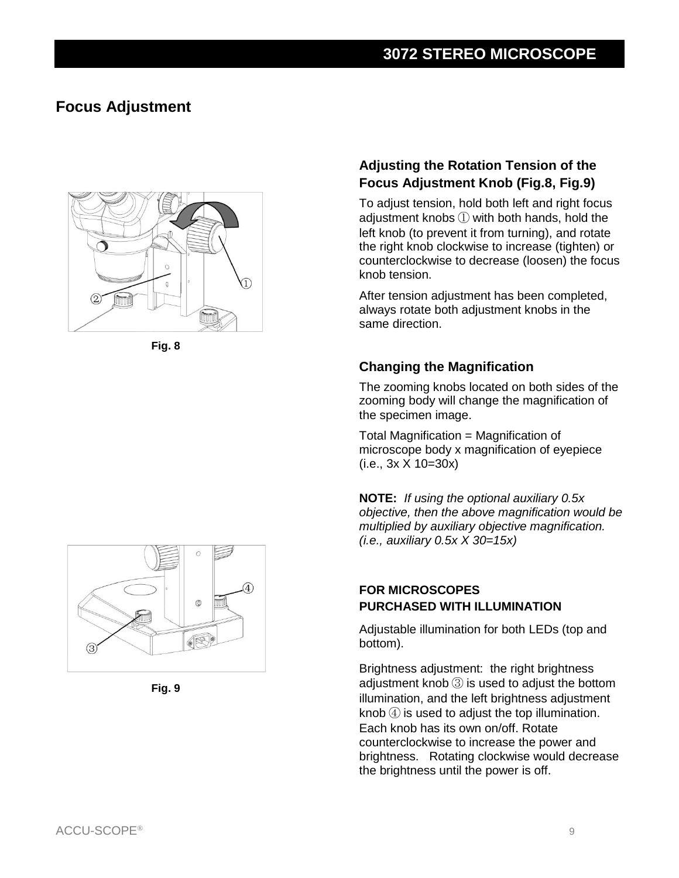## Focus Adjustment

Fig. 8

Fig. 9

### Adjusting the Rotation Tension of the Focus Adjustment Knob (Fig.8, Fig.9)

To adjust tension, hold both left and right focus adjustment knobs ① with both hands, hold the left knob (to prevent it from turning), and rotate the right knob clockwise to increase (tighten) or counterclockwise to decrease (loosen) the focus knob tension.

After tension adjustment has been completed, always rotate both adjustment knobs in the same direction.

### Changing the Magnification

The zooming knobs located on both sides of the zooming body will change the magnification of the specimen image.

Total Magnification = Magnification of microscope body x magnification of eyepiece (i.e., 3x X 10=30x)

**NOTE:** *If using the optional auxiliary 0.5x objective, then the above magnification would be multiplied by auxiliary objective magnification. (i.e., auxiliary 0.5x X 30=15x)*

### FOR MICROSCOPES PURCHASED WITH ILLUMINATION

Adjustable illumination for both LEDs (top and bottom).

Brightness adjustment: the right brightness adjustment knob ③ is used to adjust the bottom illumination, and the left brightness adjustment knob ④ is used to adjust the top illumination. Each knob has its own on/off. Rotate counterclockwise to increase the power and brightness. Rotating clockwise would decrease the brightness until the power is off.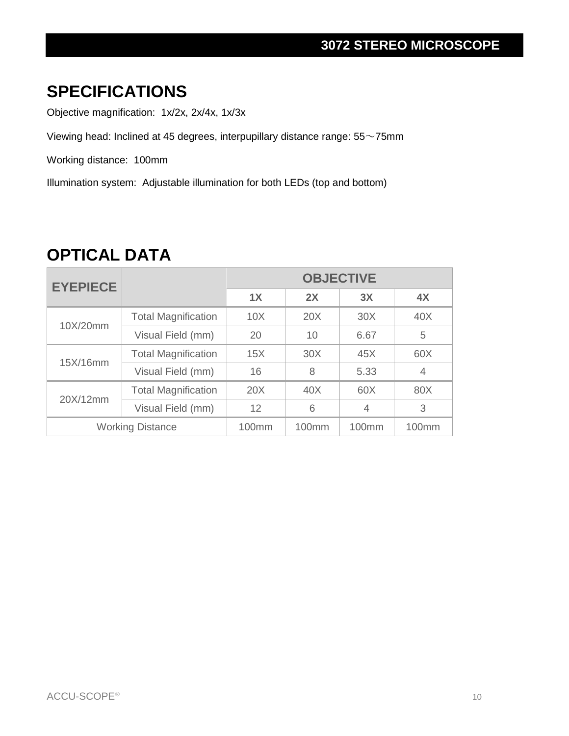## SPECIFICATIONS

Objective magnification: 1x/2x, 2x/4x, 1x/3x

Viewing head: Inclined at 45 degrees, interpupillary distance range: 55～75mm

Working distance: 100mm

Illumination system: Adjustable illumination for both LEDs (top and bottom)

## OPTICAL DATA

| EYEPIECE | | OBJECTIVE | | | |
|---|---|---|---|---|---|
| | | 1X | 2X | 3X | 4X |
| 10X/20mm | Total Magnification | 10X | 20X | 30X | 40X |
| | Visual Field (mm) | 20 | 10 | 6.67 | 5 |
| 15X/16mm | Total Magnification | 15X | 30X | 45X | 60X |
| | Visual Field (mm) | 16 | 8 | 5.33 | 4 |
| 20X/12mm | Total Magnification | 20X | 40X | 60X | 80X |
| | Visual Field (mm) | 12 | 6 | 4 | 3 |
| Working Distance | | 100mm | 100mm | 100mm | 100mm |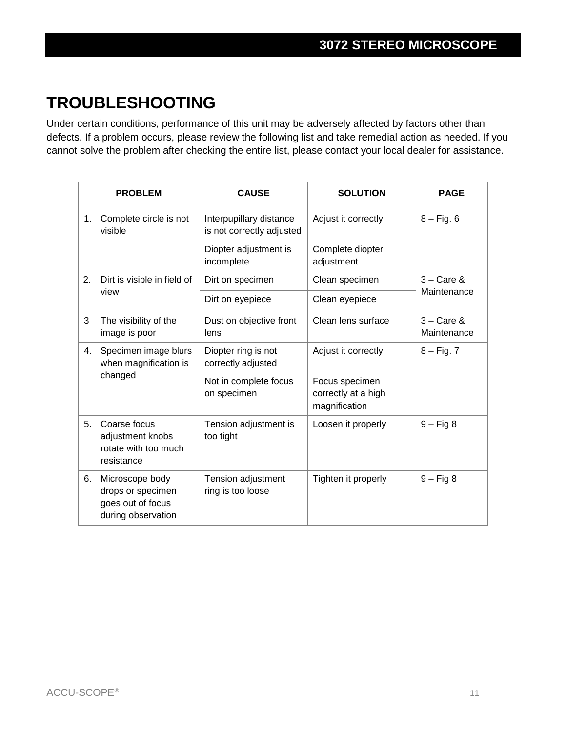## TROUBLESHOOTING

Under certain conditions, performance of this unit may be adversely affected by factors other than defects. If a problem occurs, please review the following list and take remedial action as needed. If you cannot solve the problem after checking the entire list, please contact your local dealer for assistance.

| PROBLEM | CAUSE | SOLUTION | PAGE |
|---|---|---|---|
| 1. Complete circle is not visible | Interpupillary distance is not correctly adjusted | Adjust it correctly | 8 – Fig. 6 |
| | Diopter adjustment is incomplete | Complete diopter adjustment | |
| 2. Dirt is visible in field of view | Dirt on specimen | Clean specimen | 3 – Care & Maintenance |
| | Dirt on eyepiece | Clean eyepiece | |
| 3 The visibility of the image is poor | Dust on objective front lens | Clean lens surface | 3 – Care & Maintenance |
| 4. Specimen image blurs when magnification is changed | Diopter ring is not correctly adjusted | Adjust it correctly | 8 – Fig. 7 |
| | Not in complete focus on specimen | Focus specimen correctly at a high magnification | |
| 5. Coarse focus adjustment knobs rotate with too much resistance | Tension adjustment is too tight | Loosen it properly | 9 – Fig 8 |
| 6. Microscope body drops or specimen goes out of focus during observation | Tension adjustment ring is too loose | Tighten it properly | 9 – Fig 8 |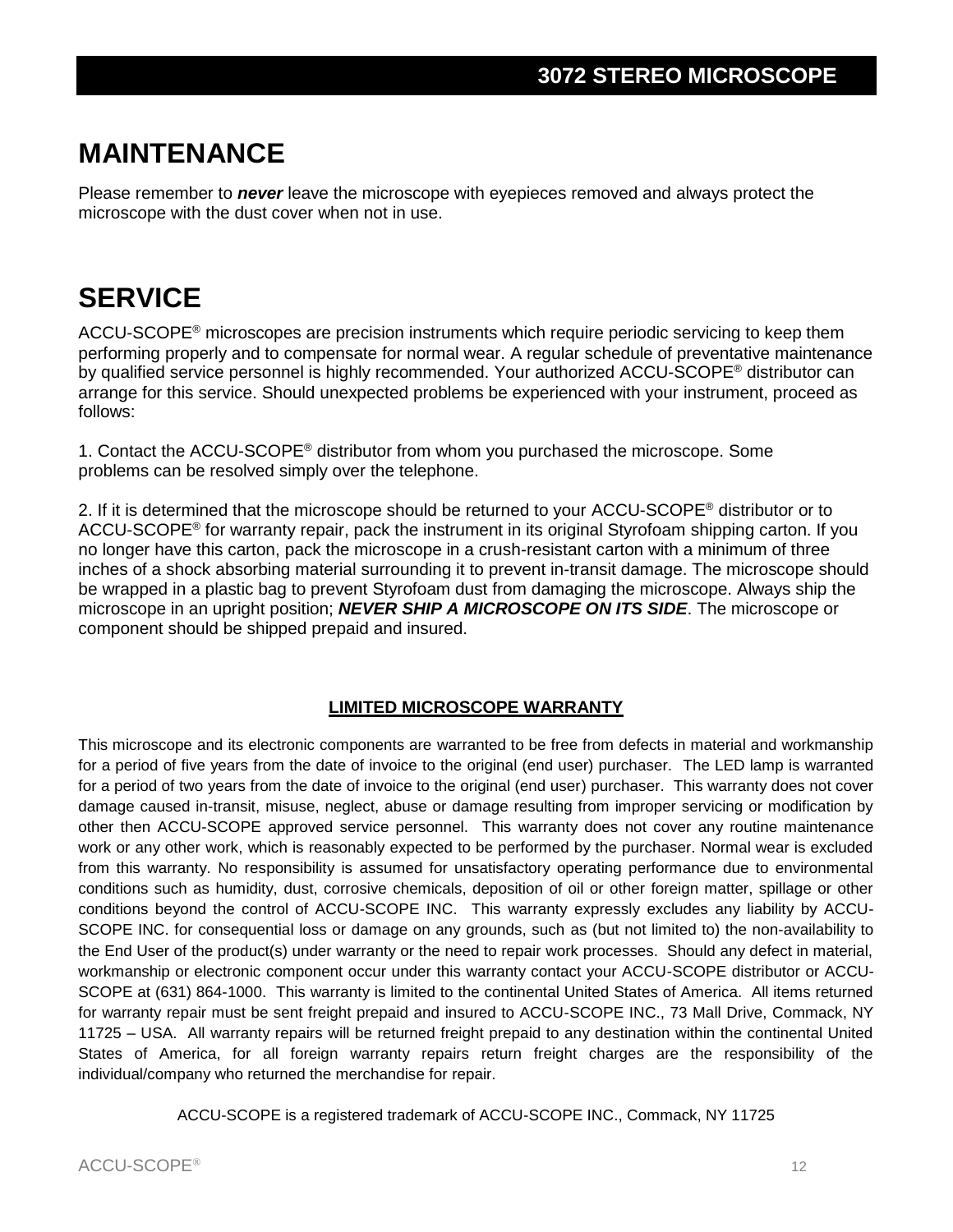# MAINTENANCE

Please remember to ***never*** leave the microscope with eyepieces removed and always protect the microscope with the dust cover when not in use.

# SERVICE

ACCU-SCOPE® microscopes are precision instruments which require periodic servicing to keep them performing properly and to compensate for normal wear. A regular schedule of preventative maintenance by qualified service personnel is highly recommended. Your authorized ACCU-SCOPE® distributor can arrange for this service. Should unexpected problems be experienced with your instrument, proceed as follows:

1. Contact the ACCU-SCOPE® distributor from whom you purchased the microscope. Some problems can be resolved simply over the telephone.

2. If it is determined that the microscope should be returned to your ACCU-SCOPE® distributor or to ACCU-SCOPE® for warranty repair, pack the instrument in its original Styrofoam shipping carton. If you no longer have this carton, pack the microscope in a crush-resistant carton with a minimum of three inches of a shock absorbing material surrounding it to prevent in-transit damage. The microscope should be wrapped in a plastic bag to prevent Styrofoam dust from damaging the microscope. Always ship the microscope in an upright position; ***NEVER SHIP A MICROSCOPE ON ITS SIDE***. The microscope or component should be shipped prepaid and insured.

**LIMITED MICROSCOPE WARRANTY**

This microscope and its electronic components are warranted to be free from defects in material and workmanship for a period of five years from the date of invoice to the original (end user) purchaser. The LED lamp is warranted for a period of two years from the date of invoice to the original (end user) purchaser. This warranty does not cover damage caused in-transit, misuse, neglect, abuse or damage resulting from improper servicing or modification by other then ACCU-SCOPE approved service personnel. This warranty does not cover any routine maintenance work or any other work, which is reasonably expected to be performed by the purchaser. Normal wear is excluded from this warranty. No responsibility is assumed for unsatisfactory operating performance due to environmental conditions such as humidity, dust, corrosive chemicals, deposition of oil or other foreign matter, spillage or other conditions beyond the control of ACCU-SCOPE INC. This warranty expressly excludes any liability by ACCU-SCOPE INC. for consequential loss or damage on any grounds, such as (but not limited to) the non-availability to the End User of the product(s) under warranty or the need to repair work processes. Should any defect in material, workmanship or electronic component occur under this warranty contact your ACCU-SCOPE distributor or ACCU-SCOPE at (631) 864-1000. This warranty is limited to the continental United States of America. All items returned for warranty repair must be sent freight prepaid and insured to ACCU-SCOPE INC., 73 Mall Drive, Commack, NY 11725 – USA. All warranty repairs will be returned freight prepaid to any destination within the continental United States of America, for all foreign warranty repairs return freight charges are the responsibility of the individual/company who returned the merchandise for repair.

ACCU-SCOPE is a registered trademark of ACCU-SCOPE INC., Commack, NY 11725